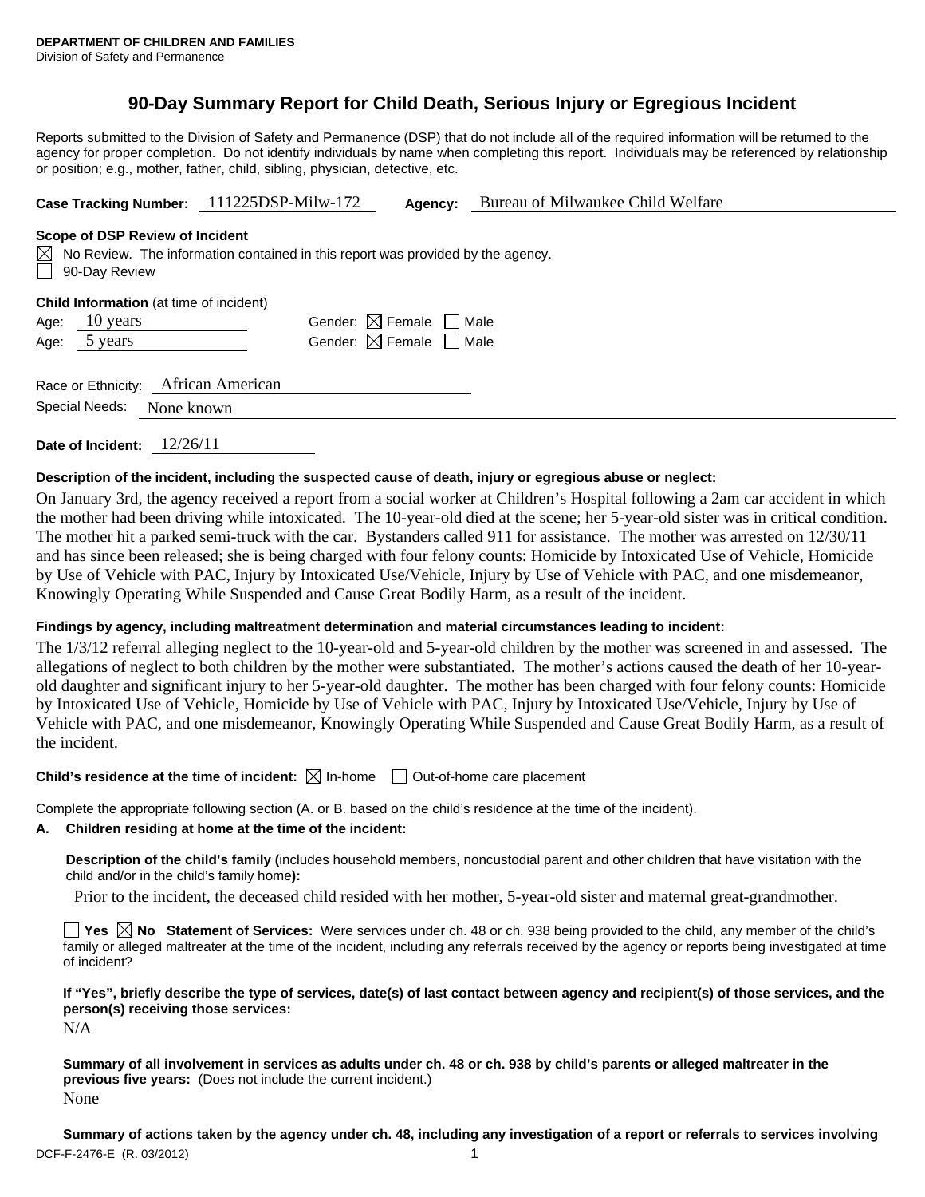**DEPARTMENT OF CHILDREN AND FAMILIES**
Division of Safety and Permanence

# 90-Day Summary Report for Child Death, Serious Injury or Egregious Incident

Reports submitted to the Division of Safety and Permanence (DSP) that do not include all of the required information will be returned to the agency for proper completion. Do not identify individuals by name when completing this report. Individuals may be referenced by relationship or position; e.g., mother, father, child, sibling, physician, detective, etc.

**Case Tracking Number:** 111225DSP-Milw-172 **Agency:** Bureau of Milwaukee Child Welfare

**Scope of DSP Review of Incident**

☒ No Review. The information contained in this report was provided by the agency.
☐ 90-Day Review

**Child Information** (at time of incident)

Age: 10 years Gender: ☒ Female ☐ Male
Age: 5 years Gender: ☒ Female ☐ Male

Race or Ethnicity: African American

Special Needs: None known

**Date of Incident:** 12/26/11

**Description of the incident, including the suspected cause of death, injury or egregious abuse or neglect:**

On January 3rd, the agency received a report from a social worker at Children's Hospital following a 2am car accident in which the mother had been driving while intoxicated. The 10-year-old died at the scene; her 5-year-old sister was in critical condition. The mother hit a parked semi-truck with the car. Bystanders called 911 for assistance. The mother was arrested on 12/30/11 and has since been released; she is being charged with four felony counts: Homicide by Intoxicated Use of Vehicle, Homicide by Use of Vehicle with PAC, Injury by Intoxicated Use/Vehicle, Injury by Use of Vehicle with PAC, and one misdemeanor, Knowingly Operating While Suspended and Cause Great Bodily Harm, as a result of the incident.

**Findings by agency, including maltreatment determination and material circumstances leading to incident:**

The 1/3/12 referral alleging neglect to the 10-year-old and 5-year-old children by the mother was screened in and assessed. The allegations of neglect to both children by the mother were substantiated. The mother's actions caused the death of her 10-year-old daughter and significant injury to her 5-year-old daughter. The mother has been charged with four felony counts: Homicide by Intoxicated Use of Vehicle, Homicide by Use of Vehicle with PAC, Injury by Intoxicated Use/Vehicle, Injury by Use of Vehicle with PAC, and one misdemeanor, Knowingly Operating While Suspended and Cause Great Bodily Harm, as a result of the incident.

**Child's residence at the time of incident:** ☒ In-home ☐ Out-of-home care placement

Complete the appropriate following section (A. or B. based on the child's residence at the time of the incident).

**A. Children residing at home at the time of the incident:**

**Description of the child's family (**includes household members, noncustodial parent and other children that have visitation with the child and/or in the child's family home**):**

Prior to the incident, the deceased child resided with her mother, 5-year-old sister and maternal great-grandmother.

☐ **Yes** ☒ **No Statement of Services:** Were services under ch. 48 or ch. 938 being provided to the child, any member of the child's family or alleged maltreater at the time of the incident, including any referrals received by the agency or reports being investigated at time of incident?

**If "Yes", briefly describe the type of services, date(s) of last contact between agency and recipient(s) of those services, and the person(s) receiving those services:**

N/A

**Summary of all involvement in services as adults under ch. 48 or ch. 938 by child's parents or alleged maltreater in the previous five years:** (Does not include the current incident.)

None

**Summary of actions taken by the agency under ch. 48, including any investigation of a report or referrals to services involving**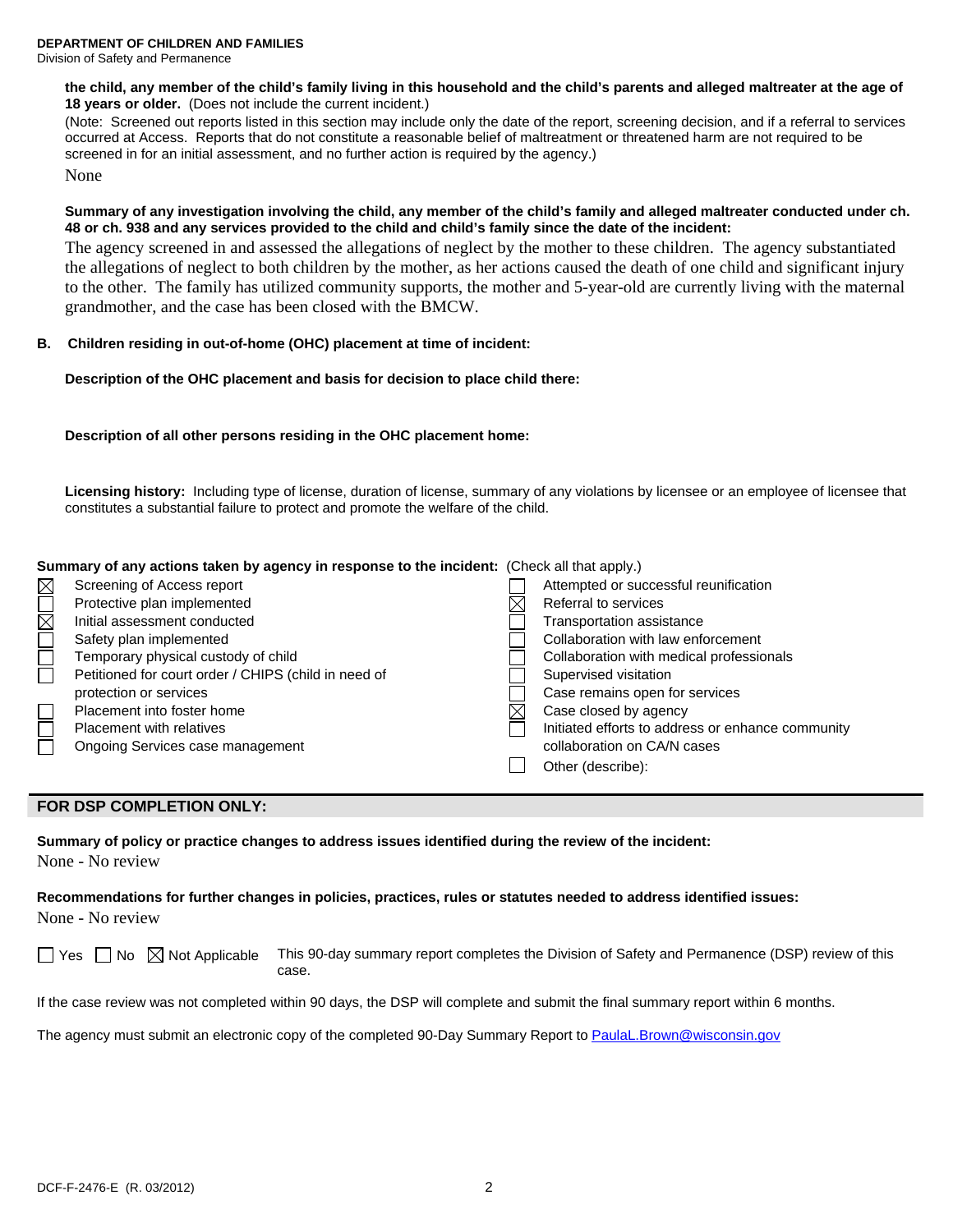**DEPARTMENT OF CHILDREN AND FAMILIES**
Division of Safety and Permanence

**the child, any member of the child's family living in this household and the child's parents and alleged maltreater at the age of 18 years or older.** (Does not include the current incident.)

(Note: Screened out reports listed in this section may include only the date of the report, screening decision, and if a referral to services occurred at Access. Reports that do not constitute a reasonable belief of maltreatment or threatened harm are not required to be screened in for an initial assessment, and no further action is required by the agency.)

None

**Summary of any investigation involving the child, any member of the child's family and alleged maltreater conducted under ch. 48 or ch. 938 and any services provided to the child and child's family since the date of the incident:**

The agency screened in and assessed the allegations of neglect by the mother to these children. The agency substantiated the allegations of neglect to both children by the mother, as her actions caused the death of one child and significant injury to the other. The family has utilized community supports, the mother and 5-year-old are currently living with the maternal grandmother, and the case has been closed with the BMCW.

**B. Children residing in out-of-home (OHC) placement at time of incident:**

**Description of the OHC placement and basis for decision to place child there:**

**Description of all other persons residing in the OHC placement home:**

**Licensing history:** Including type of license, duration of license, summary of any violations by licensee or an employee of licensee that constitutes a substantial failure to protect and promote the welfare of the child.

**Summary of any actions taken by agency in response to the incident:** (Check all that apply.)

- ☒ Screening of Access report
- ☐ Protective plan implemented
- ☒ Initial assessment conducted
- ☐ Safety plan implemented
- ☐ Temporary physical custody of child
- ☐ Petitioned for court order / CHIPS (child in need of protection or services
- ☐ Placement into foster home
- ☐ Placement with relatives
- ☐ Ongoing Services case management
- ☐ Attempted or successful reunification
- ☒ Referral to services
- ☐ Transportation assistance
- ☐ Collaboration with law enforcement
- ☐ Collaboration with medical professionals
- ☐ Supervised visitation
- ☐ Case remains open for services
- ☒ Case closed by agency
- ☐ Initiated efforts to address or enhance community collaboration on CA/N cases
- ☐ Other (describe):

## FOR DSP COMPLETION ONLY:

**Summary of policy or practice changes to address issues identified during the review of the incident:**

None - No review

**Recommendations for further changes in policies, practices, rules or statutes needed to address identified issues:**

None - No review

☐ Yes ☐ No ☒ Not Applicable — This 90-day summary report completes the Division of Safety and Permanence (DSP) review of this case.

If the case review was not completed within 90 days, the DSP will complete and submit the final summary report within 6 months.

The agency must submit an electronic copy of the completed 90-Day Summary Report to PaulaL.Brown@wisconsin.gov

DCF-F-2476-E (R. 03/2012)